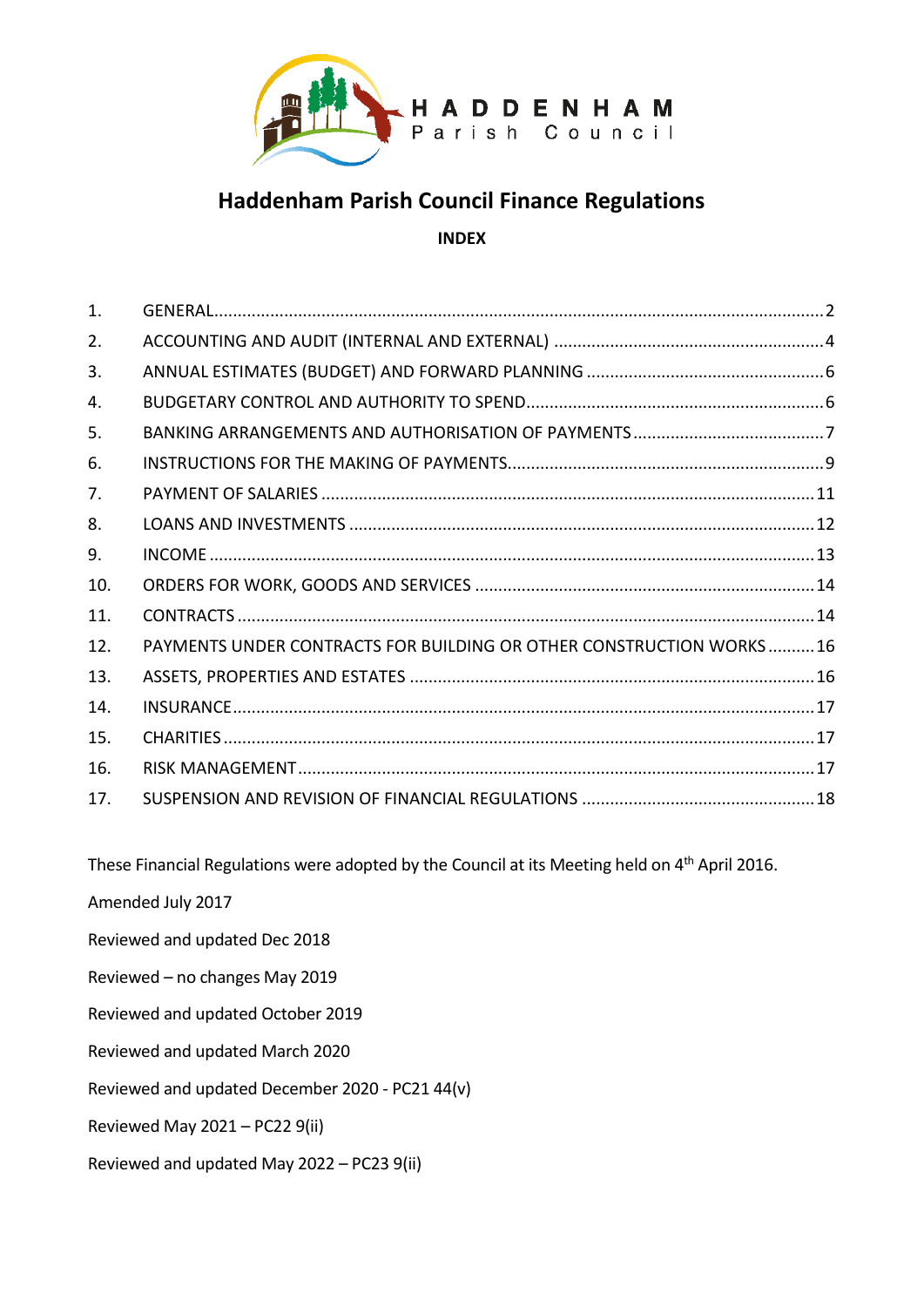HADDENHAM
Parish Council

# Haddenham Parish Council Finance Regulations

**INDEX**

| | | |
|---|---|---|
| 1. | GENERAL | 2 |
| 2. | ACCOUNTING AND AUDIT (INTERNAL AND EXTERNAL) | 4 |
| 3. | ANNUAL ESTIMATES (BUDGET) AND FORWARD PLANNING | 6 |
| 4. | BUDGETARY CONTROL AND AUTHORITY TO SPEND | 6 |
| 5. | BANKING ARRANGEMENTS AND AUTHORISATION OF PAYMENTS | 7 |
| 6. | INSTRUCTIONS FOR THE MAKING OF PAYMENTS | 9 |
| 7. | PAYMENT OF SALARIES | 11 |
| 8. | LOANS AND INVESTMENTS | 12 |
| 9. | INCOME | 13 |
| 10. | ORDERS FOR WORK, GOODS AND SERVICES | 14 |
| 11. | CONTRACTS | 14 |
| 12. | PAYMENTS UNDER CONTRACTS FOR BUILDING OR OTHER CONSTRUCTION WORKS | 16 |
| 13. | ASSETS, PROPERTIES AND ESTATES | 16 |
| 14. | INSURANCE | 17 |
| 15. | CHARITIES | 17 |
| 16. | RISK MANAGEMENT | 17 |
| 17. | SUSPENSION AND REVISION OF FINANCIAL REGULATIONS | 18 |

These Financial Regulations were adopted by the Council at its Meeting held on 4th April 2016.

Amended July 2017

Reviewed and updated Dec 2018

Reviewed – no changes May 2019

Reviewed and updated October 2019

Reviewed and updated March 2020

Reviewed and updated December 2020 - PC21 44(v)

Reviewed May 2021 – PC22 9(ii)

Reviewed and updated May 2022 – PC23 9(ii)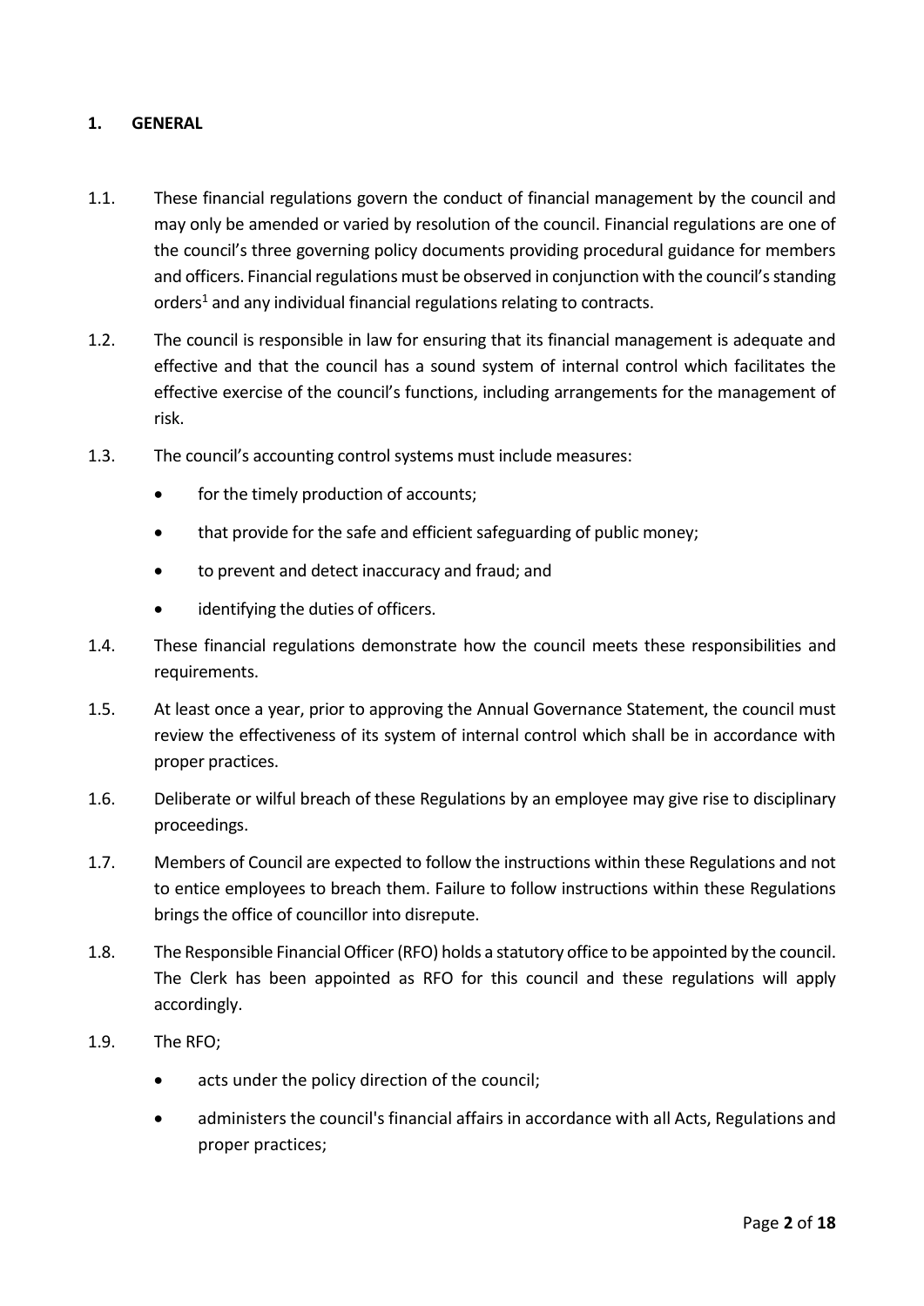## 1. GENERAL

1.1. These financial regulations govern the conduct of financial management by the council and may only be amended or varied by resolution of the council. Financial regulations are one of the council's three governing policy documents providing procedural guidance for members and officers. Financial regulations must be observed in conjunction with the council's standing orders[1] and any individual financial regulations relating to contracts.

1.2. The council is responsible in law for ensuring that its financial management is adequate and effective and that the council has a sound system of internal control which facilitates the effective exercise of the council's functions, including arrangements for the management of risk.

1.3. The council's accounting control systems must include measures:

- for the timely production of accounts;
- that provide for the safe and efficient safeguarding of public money;
- to prevent and detect inaccuracy and fraud; and
- identifying the duties of officers.

1.4. These financial regulations demonstrate how the council meets these responsibilities and requirements.

1.5. At least once a year, prior to approving the Annual Governance Statement, the council must review the effectiveness of its system of internal control which shall be in accordance with proper practices.

1.6. Deliberate or wilful breach of these Regulations by an employee may give rise to disciplinary proceedings.

1.7. Members of Council are expected to follow the instructions within these Regulations and not to entice employees to breach them. Failure to follow instructions within these Regulations brings the office of councillor into disrepute.

1.8. The Responsible Financial Officer (RFO) holds a statutory office to be appointed by the council. The Clerk has been appointed as RFO for this council and these regulations will apply accordingly.

1.9. The RFO;

- acts under the policy direction of the council;
- administers the council's financial affairs in accordance with all Acts, Regulations and proper practices;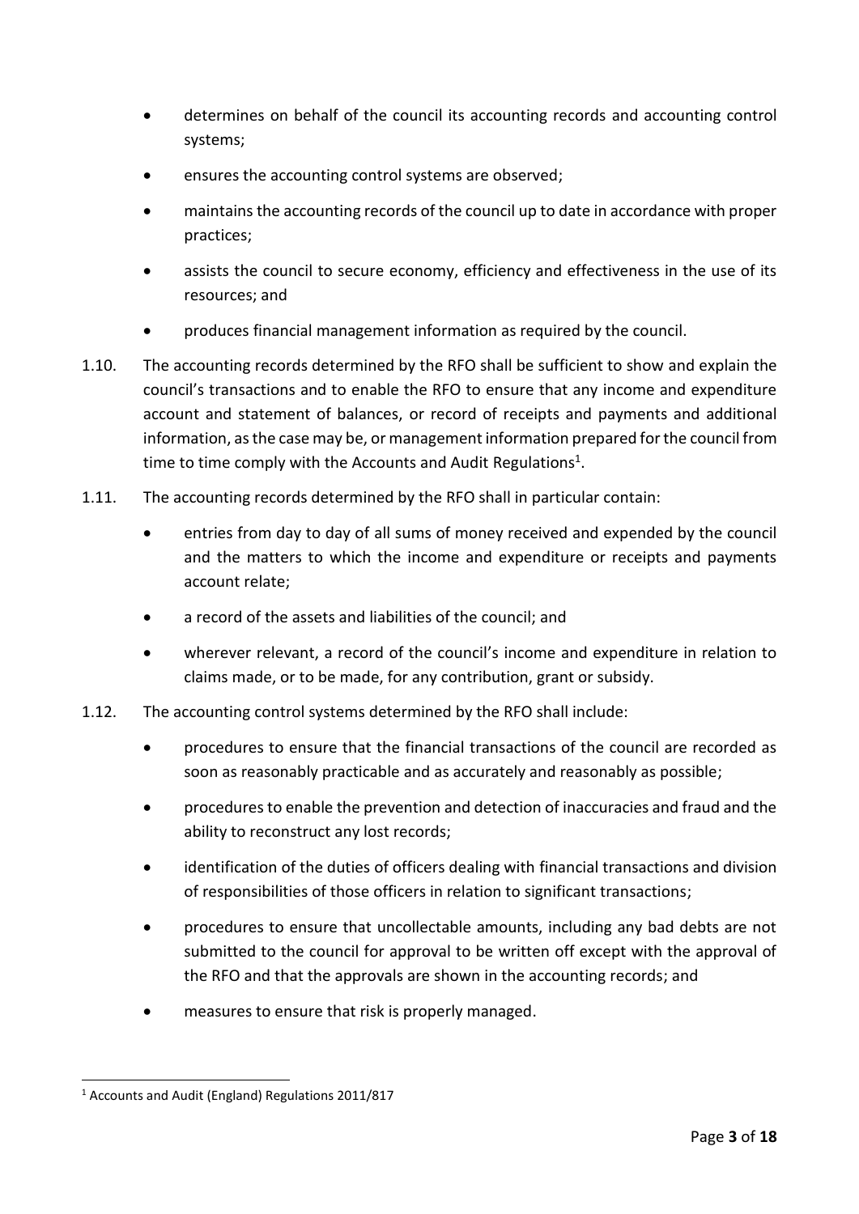- determines on behalf of the council its accounting records and accounting control systems;
- ensures the accounting control systems are observed;
- maintains the accounting records of the council up to date in accordance with proper practices;
- assists the council to secure economy, efficiency and effectiveness in the use of its resources; and
- produces financial management information as required by the council.

1.10. The accounting records determined by the RFO shall be sufficient to show and explain the council's transactions and to enable the RFO to ensure that any income and expenditure account and statement of balances, or record of receipts and payments and additional information, as the case may be, or management information prepared for the council from time to time comply with the Accounts and Audit Regulations[1].

1.11. The accounting records determined by the RFO shall in particular contain:

- entries from day to day of all sums of money received and expended by the council and the matters to which the income and expenditure or receipts and payments account relate;
- a record of the assets and liabilities of the council; and
- wherever relevant, a record of the council's income and expenditure in relation to claims made, or to be made, for any contribution, grant or subsidy.

1.12. The accounting control systems determined by the RFO shall include:

- procedures to ensure that the financial transactions of the council are recorded as soon as reasonably practicable and as accurately and reasonably as possible;
- procedures to enable the prevention and detection of inaccuracies and fraud and the ability to reconstruct any lost records;
- identification of the duties of officers dealing with financial transactions and division of responsibilities of those officers in relation to significant transactions;
- procedures to ensure that uncollectable amounts, including any bad debts are not submitted to the council for approval to be written off except with the approval of the RFO and that the approvals are shown in the accounting records; and
- measures to ensure that risk is properly managed.

[1] Accounts and Audit (England) Regulations 2011/817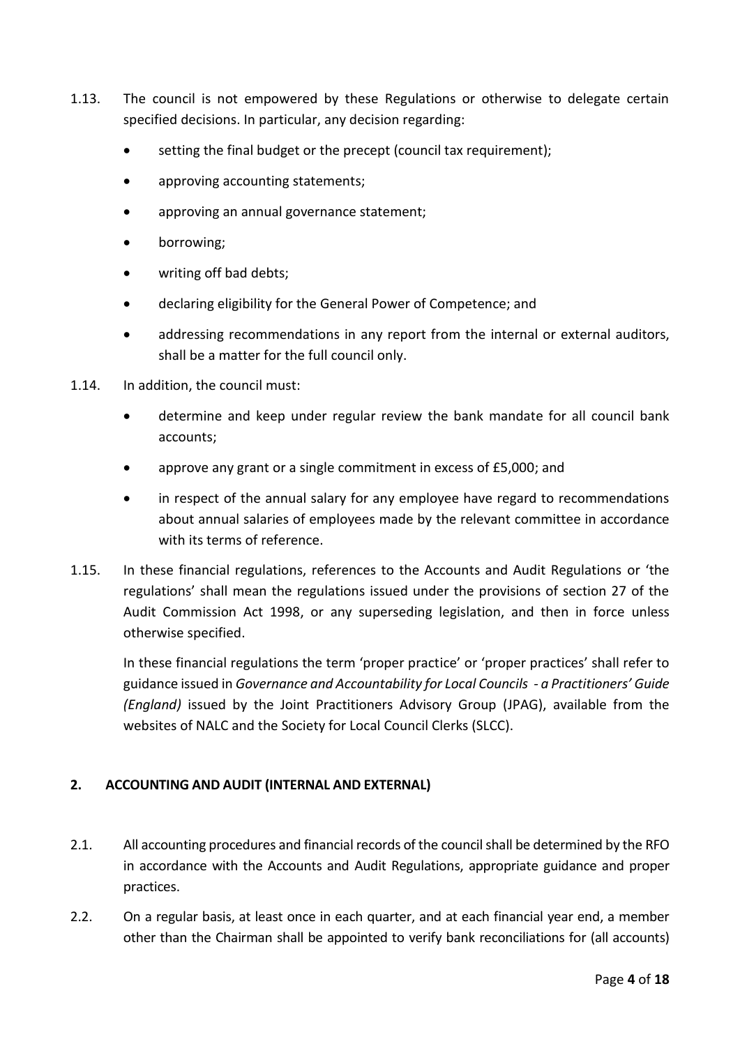1.13. The council is not empowered by these Regulations or otherwise to delegate certain specified decisions. In particular, any decision regarding:

- setting the final budget or the precept (council tax requirement);
- approving accounting statements;
- approving an annual governance statement;
- borrowing;
- writing off bad debts;
- declaring eligibility for the General Power of Competence; and
- addressing recommendations in any report from the internal or external auditors, shall be a matter for the full council only.

1.14. In addition, the council must:

- determine and keep under regular review the bank mandate for all council bank accounts;
- approve any grant or a single commitment in excess of £5,000; and
- in respect of the annual salary for any employee have regard to recommendations about annual salaries of employees made by the relevant committee in accordance with its terms of reference.

1.15. In these financial regulations, references to the Accounts and Audit Regulations or 'the regulations' shall mean the regulations issued under the provisions of section 27 of the Audit Commission Act 1998, or any superseding legislation, and then in force unless otherwise specified.

In these financial regulations the term 'proper practice' or 'proper practices' shall refer to guidance issued in *Governance and Accountability for Local Councils - a Practitioners' Guide (England)* issued by the Joint Practitioners Advisory Group (JPAG), available from the websites of NALC and the Society for Local Council Clerks (SLCC).

## 2. ACCOUNTING AND AUDIT (INTERNAL AND EXTERNAL)

2.1. All accounting procedures and financial records of the council shall be determined by the RFO in accordance with the Accounts and Audit Regulations, appropriate guidance and proper practices.

2.2. On a regular basis, at least once in each quarter, and at each financial year end, a member other than the Chairman shall be appointed to verify bank reconciliations for (all accounts)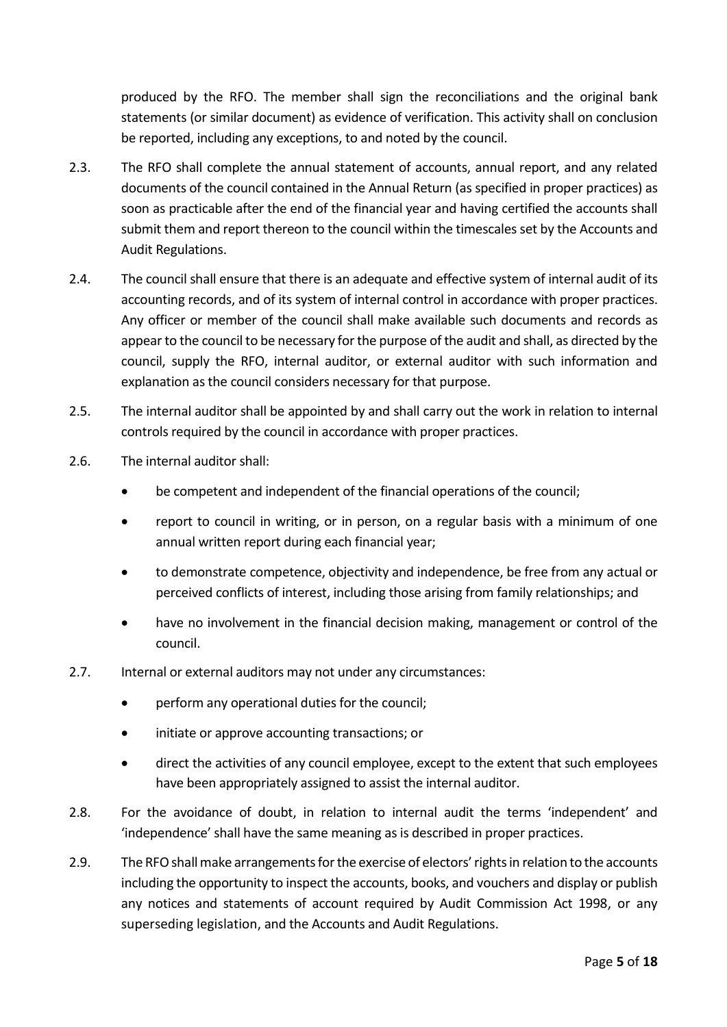produced by the RFO. The member shall sign the reconciliations and the original bank statements (or similar document) as evidence of verification. This activity shall on conclusion be reported, including any exceptions, to and noted by the council.

2.3. The RFO shall complete the annual statement of accounts, annual report, and any related documents of the council contained in the Annual Return (as specified in proper practices) as soon as practicable after the end of the financial year and having certified the accounts shall submit them and report thereon to the council within the timescales set by the Accounts and Audit Regulations.

2.4. The council shall ensure that there is an adequate and effective system of internal audit of its accounting records, and of its system of internal control in accordance with proper practices. Any officer or member of the council shall make available such documents and records as appear to the council to be necessary for the purpose of the audit and shall, as directed by the council, supply the RFO, internal auditor, or external auditor with such information and explanation as the council considers necessary for that purpose.

2.5. The internal auditor shall be appointed by and shall carry out the work in relation to internal controls required by the council in accordance with proper practices.

2.6. The internal auditor shall:

- be competent and independent of the financial operations of the council;
- report to council in writing, or in person, on a regular basis with a minimum of one annual written report during each financial year;
- to demonstrate competence, objectivity and independence, be free from any actual or perceived conflicts of interest, including those arising from family relationships; and
- have no involvement in the financial decision making, management or control of the council.

2.7. Internal or external auditors may not under any circumstances:

- perform any operational duties for the council;
- initiate or approve accounting transactions; or
- direct the activities of any council employee, except to the extent that such employees have been appropriately assigned to assist the internal auditor.

2.8. For the avoidance of doubt, in relation to internal audit the terms 'independent' and 'independence' shall have the same meaning as is described in proper practices.

2.9. The RFO shall make arrangements for the exercise of electors' rights in relation to the accounts including the opportunity to inspect the accounts, books, and vouchers and display or publish any notices and statements of account required by Audit Commission Act 1998, or any superseding legislation, and the Accounts and Audit Regulations.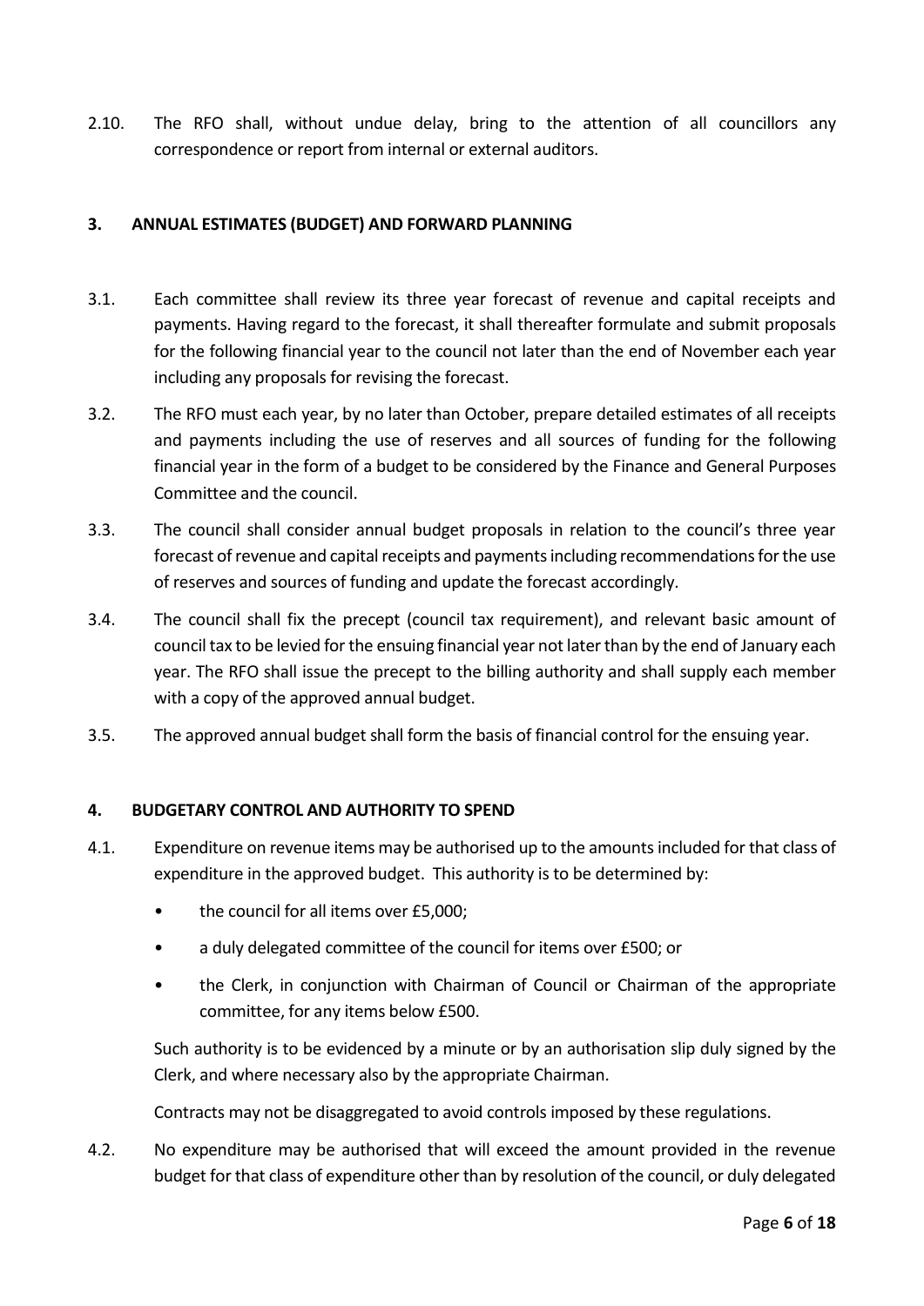2.10. The RFO shall, without undue delay, bring to the attention of all councillors any correspondence or report from internal or external auditors.

## 3. ANNUAL ESTIMATES (BUDGET) AND FORWARD PLANNING

3.1. Each committee shall review its three year forecast of revenue and capital receipts and payments. Having regard to the forecast, it shall thereafter formulate and submit proposals for the following financial year to the council not later than the end of November each year including any proposals for revising the forecast.

3.2. The RFO must each year, by no later than October, prepare detailed estimates of all receipts and payments including the use of reserves and all sources of funding for the following financial year in the form of a budget to be considered by the Finance and General Purposes Committee and the council.

3.3. The council shall consider annual budget proposals in relation to the council's three year forecast of revenue and capital receipts and payments including recommendations for the use of reserves and sources of funding and update the forecast accordingly.

3.4. The council shall fix the precept (council tax requirement), and relevant basic amount of council tax to be levied for the ensuing financial year not later than by the end of January each year. The RFO shall issue the precept to the billing authority and shall supply each member with a copy of the approved annual budget.

3.5. The approved annual budget shall form the basis of financial control for the ensuing year.

## 4. BUDGETARY CONTROL AND AUTHORITY TO SPEND

4.1. Expenditure on revenue items may be authorised up to the amounts included for that class of expenditure in the approved budget. This authority is to be determined by:

- the council for all items over £5,000;
- a duly delegated committee of the council for items over £500; or
- the Clerk, in conjunction with Chairman of Council or Chairman of the appropriate committee, for any items below £500.

Such authority is to be evidenced by a minute or by an authorisation slip duly signed by the Clerk, and where necessary also by the appropriate Chairman.

Contracts may not be disaggregated to avoid controls imposed by these regulations.

4.2. No expenditure may be authorised that will exceed the amount provided in the revenue budget for that class of expenditure other than by resolution of the council, or duly delegated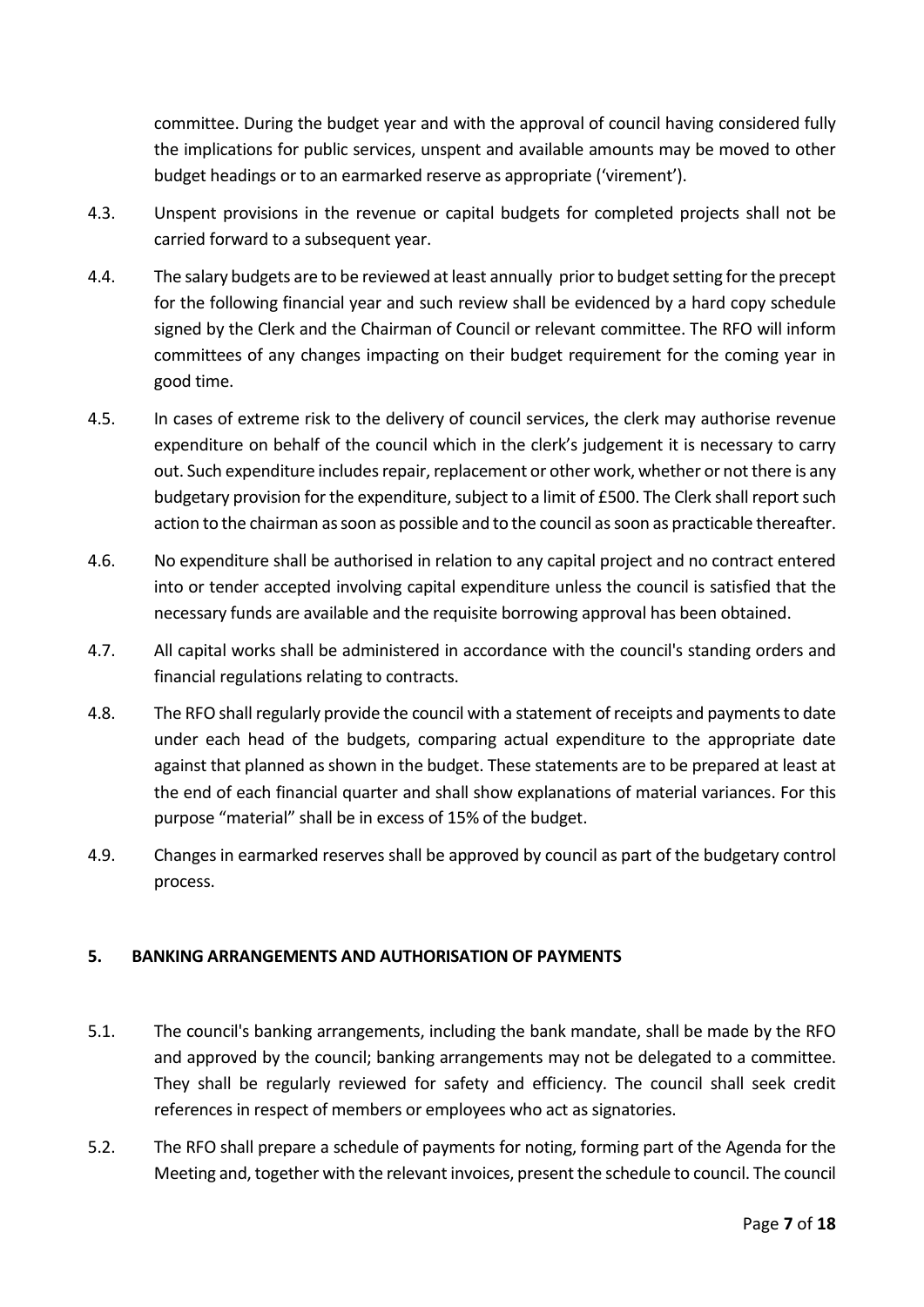committee. During the budget year and with the approval of council having considered fully the implications for public services, unspent and available amounts may be moved to other budget headings or to an earmarked reserve as appropriate ('virement').

4.3. Unspent provisions in the revenue or capital budgets for completed projects shall not be carried forward to a subsequent year.

4.4. The salary budgets are to be reviewed at least annually prior to budget setting for the precept for the following financial year and such review shall be evidenced by a hard copy schedule signed by the Clerk and the Chairman of Council or relevant committee. The RFO will inform committees of any changes impacting on their budget requirement for the coming year in good time.

4.5. In cases of extreme risk to the delivery of council services, the clerk may authorise revenue expenditure on behalf of the council which in the clerk's judgement it is necessary to carry out. Such expenditure includes repair, replacement or other work, whether or not there is any budgetary provision for the expenditure, subject to a limit of £500. The Clerk shall report such action to the chairman as soon as possible and to the council as soon as practicable thereafter.

4.6. No expenditure shall be authorised in relation to any capital project and no contract entered into or tender accepted involving capital expenditure unless the council is satisfied that the necessary funds are available and the requisite borrowing approval has been obtained.

4.7. All capital works shall be administered in accordance with the council's standing orders and financial regulations relating to contracts.

4.8. The RFO shall regularly provide the council with a statement of receipts and payments to date under each head of the budgets, comparing actual expenditure to the appropriate date against that planned as shown in the budget. These statements are to be prepared at least at the end of each financial quarter and shall show explanations of material variances. For this purpose "material" shall be in excess of 15% of the budget.

4.9. Changes in earmarked reserves shall be approved by council as part of the budgetary control process.

## 5. BANKING ARRANGEMENTS AND AUTHORISATION OF PAYMENTS

5.1. The council's banking arrangements, including the bank mandate, shall be made by the RFO and approved by the council; banking arrangements may not be delegated to a committee. They shall be regularly reviewed for safety and efficiency. The council shall seek credit references in respect of members or employees who act as signatories.

5.2. The RFO shall prepare a schedule of payments for noting, forming part of the Agenda for the Meeting and, together with the relevant invoices, present the schedule to council. The council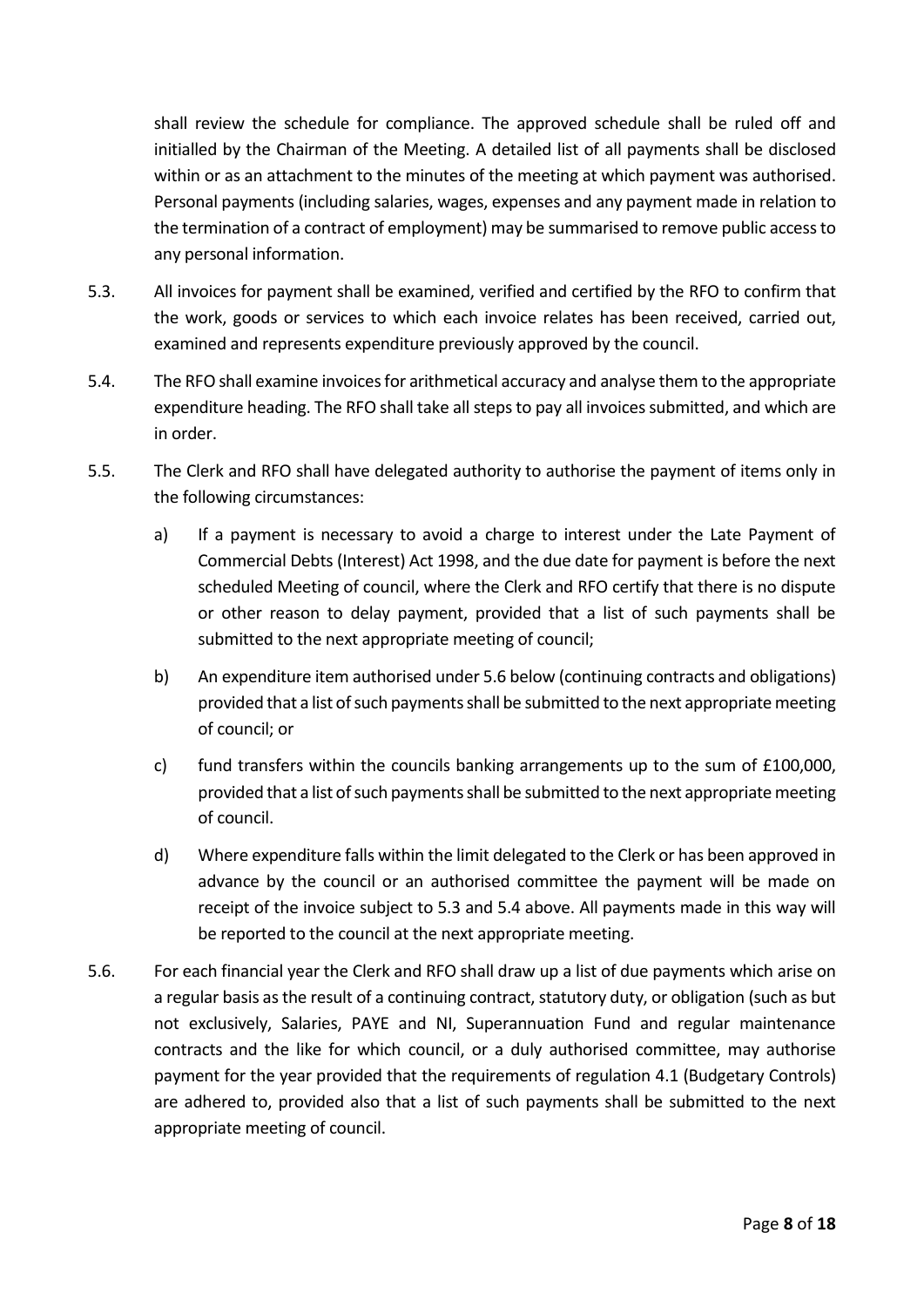shall review the schedule for compliance. The approved schedule shall be ruled off and initialled by the Chairman of the Meeting. A detailed list of all payments shall be disclosed within or as an attachment to the minutes of the meeting at which payment was authorised. Personal payments (including salaries, wages, expenses and any payment made in relation to the termination of a contract of employment) may be summarised to remove public access to any personal information.

5.3. All invoices for payment shall be examined, verified and certified by the RFO to confirm that the work, goods or services to which each invoice relates has been received, carried out, examined and represents expenditure previously approved by the council.

5.4. The RFO shall examine invoices for arithmetical accuracy and analyse them to the appropriate expenditure heading. The RFO shall take all steps to pay all invoices submitted, and which are in order.

5.5. The Clerk and RFO shall have delegated authority to authorise the payment of items only in the following circumstances:

a) If a payment is necessary to avoid a charge to interest under the Late Payment of Commercial Debts (Interest) Act 1998, and the due date for payment is before the next scheduled Meeting of council, where the Clerk and RFO certify that there is no dispute or other reason to delay payment, provided that a list of such payments shall be submitted to the next appropriate meeting of council;

b) An expenditure item authorised under 5.6 below (continuing contracts and obligations) provided that a list of such payments shall be submitted to the next appropriate meeting of council; or

c) fund transfers within the councils banking arrangements up to the sum of £100,000, provided that a list of such payments shall be submitted to the next appropriate meeting of council.

d) Where expenditure falls within the limit delegated to the Clerk or has been approved in advance by the council or an authorised committee the payment will be made on receipt of the invoice subject to 5.3 and 5.4 above. All payments made in this way will be reported to the council at the next appropriate meeting.

5.6. For each financial year the Clerk and RFO shall draw up a list of due payments which arise on a regular basis as the result of a continuing contract, statutory duty, or obligation (such as but not exclusively, Salaries, PAYE and NI, Superannuation Fund and regular maintenance contracts and the like for which council, or a duly authorised committee, may authorise payment for the year provided that the requirements of regulation 4.1 (Budgetary Controls) are adhered to, provided also that a list of such payments shall be submitted to the next appropriate meeting of council.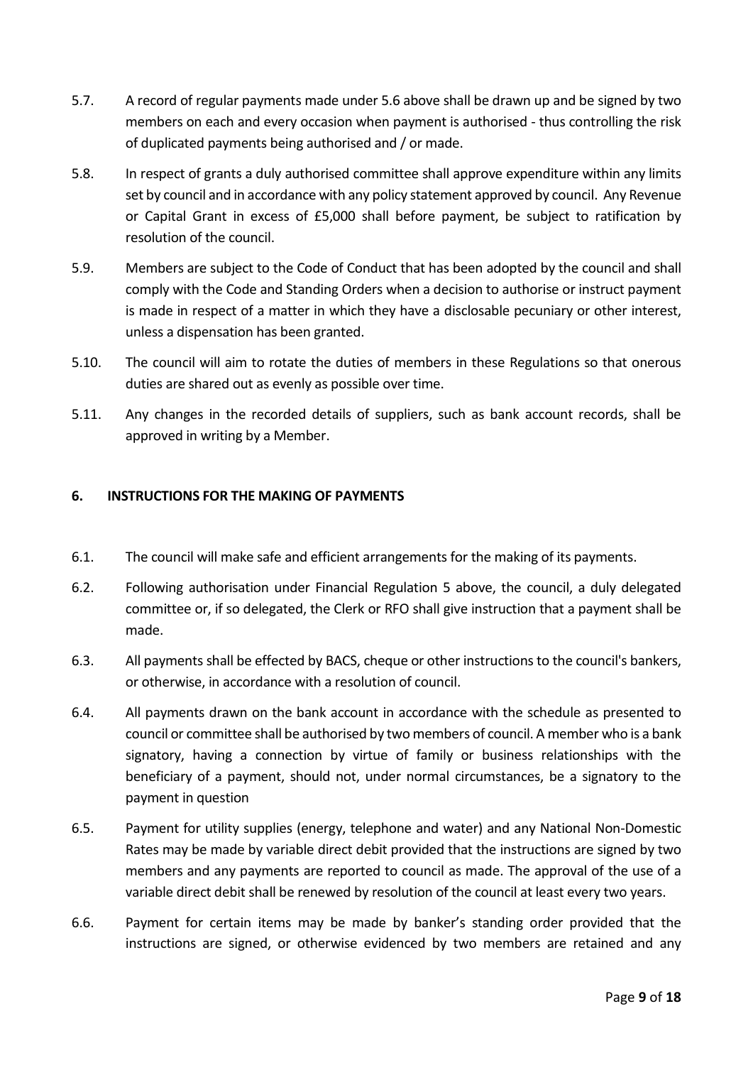5.7. A record of regular payments made under 5.6 above shall be drawn up and be signed by two members on each and every occasion when payment is authorised - thus controlling the risk of duplicated payments being authorised and / or made.

5.8. In respect of grants a duly authorised committee shall approve expenditure within any limits set by council and in accordance with any policy statement approved by council. Any Revenue or Capital Grant in excess of £5,000 shall before payment, be subject to ratification by resolution of the council.

5.9. Members are subject to the Code of Conduct that has been adopted by the council and shall comply with the Code and Standing Orders when a decision to authorise or instruct payment is made in respect of a matter in which they have a disclosable pecuniary or other interest, unless a dispensation has been granted.

5.10. The council will aim to rotate the duties of members in these Regulations so that onerous duties are shared out as evenly as possible over time.

5.11. Any changes in the recorded details of suppliers, such as bank account records, shall be approved in writing by a Member.

## 6. INSTRUCTIONS FOR THE MAKING OF PAYMENTS

6.1. The council will make safe and efficient arrangements for the making of its payments.

6.2. Following authorisation under Financial Regulation 5 above, the council, a duly delegated committee or, if so delegated, the Clerk or RFO shall give instruction that a payment shall be made.

6.3. All payments shall be effected by BACS, cheque or other instructions to the council's bankers, or otherwise, in accordance with a resolution of council.

6.4. All payments drawn on the bank account in accordance with the schedule as presented to council or committee shall be authorised by two members of council. A member who is a bank signatory, having a connection by virtue of family or business relationships with the beneficiary of a payment, should not, under normal circumstances, be a signatory to the payment in question

6.5. Payment for utility supplies (energy, telephone and water) and any National Non-Domestic Rates may be made by variable direct debit provided that the instructions are signed by two members and any payments are reported to council as made. The approval of the use of a variable direct debit shall be renewed by resolution of the council at least every two years.

6.6. Payment for certain items may be made by banker's standing order provided that the instructions are signed, or otherwise evidenced by two members are retained and any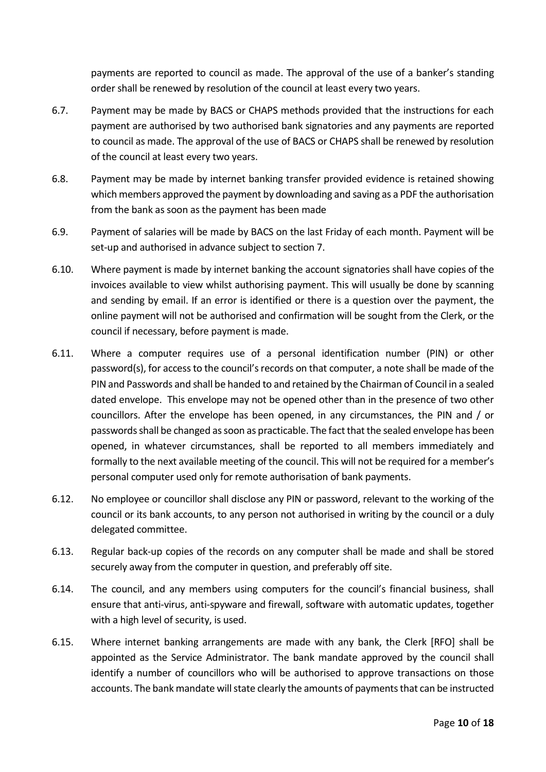payments are reported to council as made. The approval of the use of a banker's standing order shall be renewed by resolution of the council at least every two years.

6.7. Payment may be made by BACS or CHAPS methods provided that the instructions for each payment are authorised by two authorised bank signatories and any payments are reported to council as made. The approval of the use of BACS or CHAPS shall be renewed by resolution of the council at least every two years.

6.8. Payment may be made by internet banking transfer provided evidence is retained showing which members approved the payment by downloading and saving as a PDF the authorisation from the bank as soon as the payment has been made

6.9. Payment of salaries will be made by BACS on the last Friday of each month. Payment will be set-up and authorised in advance subject to section 7.

6.10. Where payment is made by internet banking the account signatories shall have copies of the invoices available to view whilst authorising payment. This will usually be done by scanning and sending by email. If an error is identified or there is a question over the payment, the online payment will not be authorised and confirmation will be sought from the Clerk, or the council if necessary, before payment is made.

6.11. Where a computer requires use of a personal identification number (PIN) or other password(s), for access to the council's records on that computer, a note shall be made of the PIN and Passwords and shall be handed to and retained by the Chairman of Council in a sealed dated envelope. This envelope may not be opened other than in the presence of two other councillors. After the envelope has been opened, in any circumstances, the PIN and / or passwords shall be changed as soon as practicable. The fact that the sealed envelope has been opened, in whatever circumstances, shall be reported to all members immediately and formally to the next available meeting of the council. This will not be required for a member's personal computer used only for remote authorisation of bank payments.

6.12. No employee or councillor shall disclose any PIN or password, relevant to the working of the council or its bank accounts, to any person not authorised in writing by the council or a duly delegated committee.

6.13. Regular back-up copies of the records on any computer shall be made and shall be stored securely away from the computer in question, and preferably off site.

6.14. The council, and any members using computers for the council's financial business, shall ensure that anti-virus, anti-spyware and firewall, software with automatic updates, together with a high level of security, is used.

6.15. Where internet banking arrangements are made with any bank, the Clerk [RFO] shall be appointed as the Service Administrator. The bank mandate approved by the council shall identify a number of councillors who will be authorised to approve transactions on those accounts. The bank mandate will state clearly the amounts of payments that can be instructed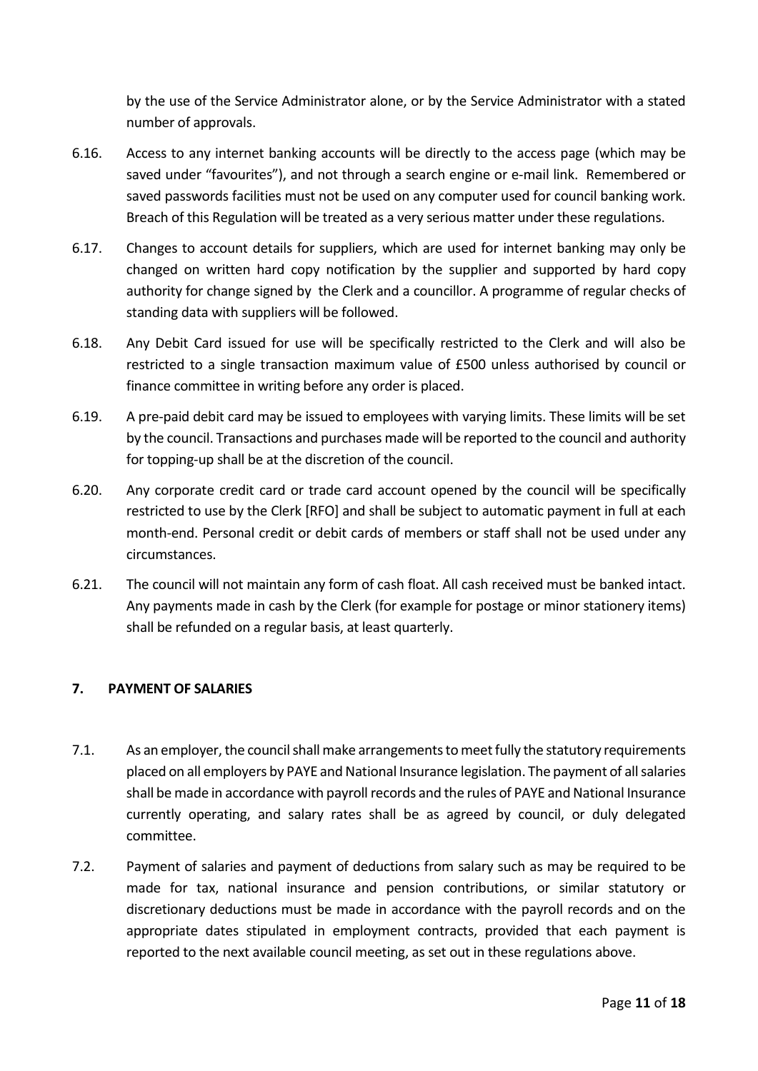by the use of the Service Administrator alone, or by the Service Administrator with a stated number of approvals.

6.16. Access to any internet banking accounts will be directly to the access page (which may be saved under "favourites"), and not through a search engine or e-mail link. Remembered or saved passwords facilities must not be used on any computer used for council banking work. Breach of this Regulation will be treated as a very serious matter under these regulations.

6.17. Changes to account details for suppliers, which are used for internet banking may only be changed on written hard copy notification by the supplier and supported by hard copy authority for change signed by the Clerk and a councillor. A programme of regular checks of standing data with suppliers will be followed.

6.18. Any Debit Card issued for use will be specifically restricted to the Clerk and will also be restricted to a single transaction maximum value of £500 unless authorised by council or finance committee in writing before any order is placed.

6.19. A pre-paid debit card may be issued to employees with varying limits. These limits will be set by the council. Transactions and purchases made will be reported to the council and authority for topping-up shall be at the discretion of the council.

6.20. Any corporate credit card or trade card account opened by the council will be specifically restricted to use by the Clerk [RFO] and shall be subject to automatic payment in full at each month-end. Personal credit or debit cards of members or staff shall not be used under any circumstances.

6.21. The council will not maintain any form of cash float. All cash received must be banked intact. Any payments made in cash by the Clerk (for example for postage or minor stationery items) shall be refunded on a regular basis, at least quarterly.

## 7. PAYMENT OF SALARIES

7.1. As an employer, the council shall make arrangements to meet fully the statutory requirements placed on all employers by PAYE and National Insurance legislation. The payment of all salaries shall be made in accordance with payroll records and the rules of PAYE and National Insurance currently operating, and salary rates shall be as agreed by council, or duly delegated committee.

7.2. Payment of salaries and payment of deductions from salary such as may be required to be made for tax, national insurance and pension contributions, or similar statutory or discretionary deductions must be made in accordance with the payroll records and on the appropriate dates stipulated in employment contracts, provided that each payment is reported to the next available council meeting, as set out in these regulations above.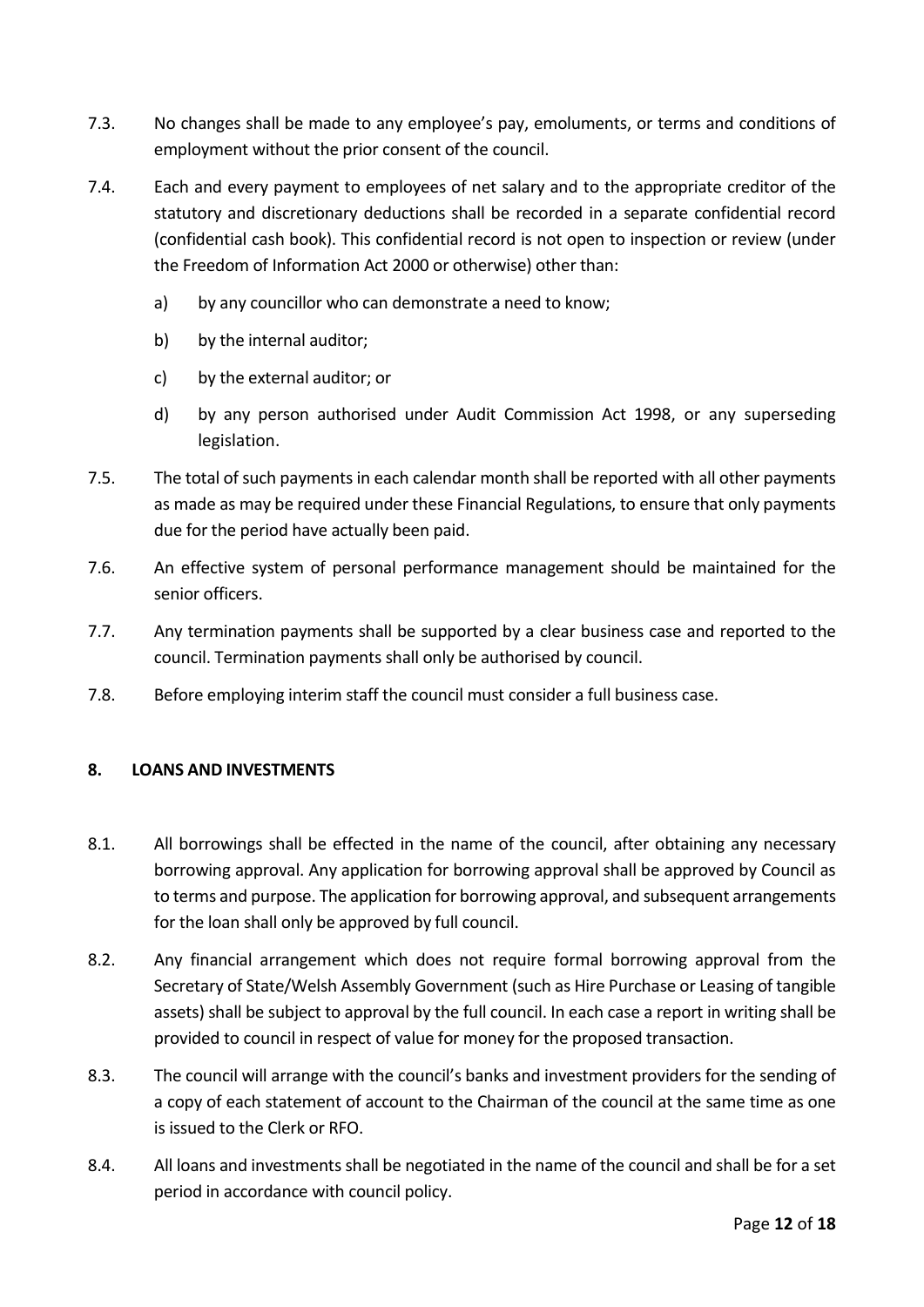7.3. No changes shall be made to any employee's pay, emoluments, or terms and conditions of employment without the prior consent of the council.

7.4. Each and every payment to employees of net salary and to the appropriate creditor of the statutory and discretionary deductions shall be recorded in a separate confidential record (confidential cash book). This confidential record is not open to inspection or review (under the Freedom of Information Act 2000 or otherwise) other than:

a) by any councillor who can demonstrate a need to know;

b) by the internal auditor;

c) by the external auditor; or

d) by any person authorised under Audit Commission Act 1998, or any superseding legislation.

7.5. The total of such payments in each calendar month shall be reported with all other payments as made as may be required under these Financial Regulations, to ensure that only payments due for the period have actually been paid.

7.6. An effective system of personal performance management should be maintained for the senior officers.

7.7. Any termination payments shall be supported by a clear business case and reported to the council. Termination payments shall only be authorised by council.

7.8. Before employing interim staff the council must consider a full business case.

## 8. LOANS AND INVESTMENTS

8.1. All borrowings shall be effected in the name of the council, after obtaining any necessary borrowing approval. Any application for borrowing approval shall be approved by Council as to terms and purpose. The application for borrowing approval, and subsequent arrangements for the loan shall only be approved by full council.

8.2. Any financial arrangement which does not require formal borrowing approval from the Secretary of State/Welsh Assembly Government (such as Hire Purchase or Leasing of tangible assets) shall be subject to approval by the full council. In each case a report in writing shall be provided to council in respect of value for money for the proposed transaction.

8.3. The council will arrange with the council's banks and investment providers for the sending of a copy of each statement of account to the Chairman of the council at the same time as one is issued to the Clerk or RFO.

8.4. All loans and investments shall be negotiated in the name of the council and shall be for a set period in accordance with council policy.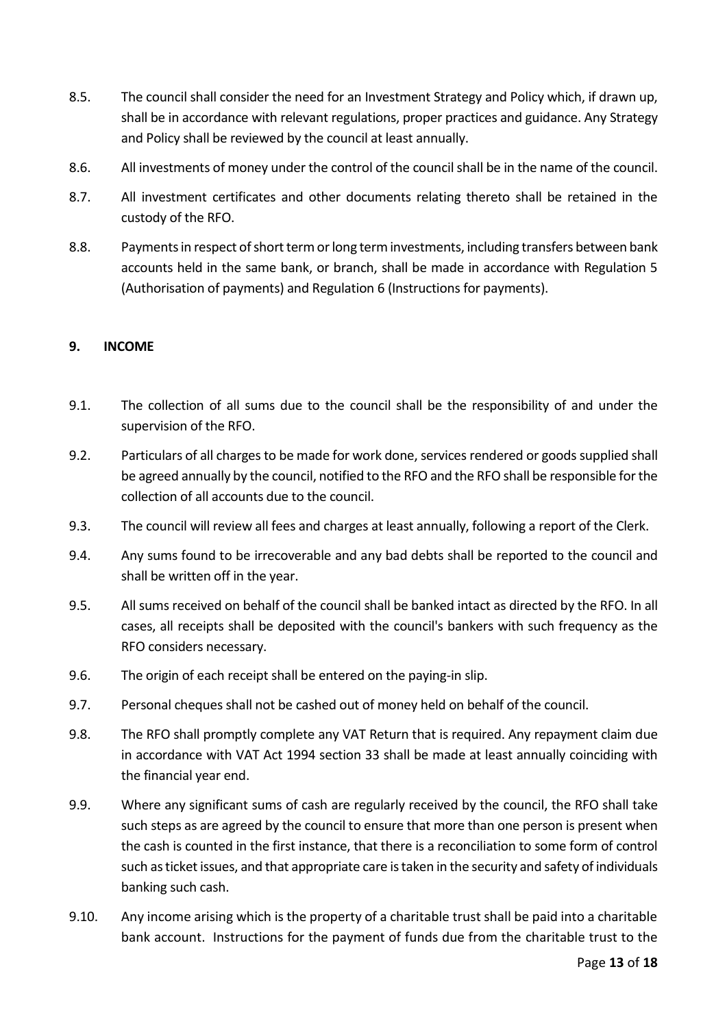8.5. The council shall consider the need for an Investment Strategy and Policy which, if drawn up, shall be in accordance with relevant regulations, proper practices and guidance. Any Strategy and Policy shall be reviewed by the council at least annually.

8.6. All investments of money under the control of the council shall be in the name of the council.

8.7. All investment certificates and other documents relating thereto shall be retained in the custody of the RFO.

8.8. Payments in respect of short term or long term investments, including transfers between bank accounts held in the same bank, or branch, shall be made in accordance with Regulation 5 (Authorisation of payments) and Regulation 6 (Instructions for payments).

## 9. INCOME

9.1. The collection of all sums due to the council shall be the responsibility of and under the supervision of the RFO.

9.2. Particulars of all charges to be made for work done, services rendered or goods supplied shall be agreed annually by the council, notified to the RFO and the RFO shall be responsible for the collection of all accounts due to the council.

9.3. The council will review all fees and charges at least annually, following a report of the Clerk.

9.4. Any sums found to be irrecoverable and any bad debts shall be reported to the council and shall be written off in the year.

9.5. All sums received on behalf of the council shall be banked intact as directed by the RFO. In all cases, all receipts shall be deposited with the council's bankers with such frequency as the RFO considers necessary.

9.6. The origin of each receipt shall be entered on the paying-in slip.

9.7. Personal cheques shall not be cashed out of money held on behalf of the council.

9.8. The RFO shall promptly complete any VAT Return that is required. Any repayment claim due in accordance with VAT Act 1994 section 33 shall be made at least annually coinciding with the financial year end.

9.9. Where any significant sums of cash are regularly received by the council, the RFO shall take such steps as are agreed by the council to ensure that more than one person is present when the cash is counted in the first instance, that there is a reconciliation to some form of control such as ticket issues, and that appropriate care is taken in the security and safety of individuals banking such cash.

9.10. Any income arising which is the property of a charitable trust shall be paid into a charitable bank account. Instructions for the payment of funds due from the charitable trust to the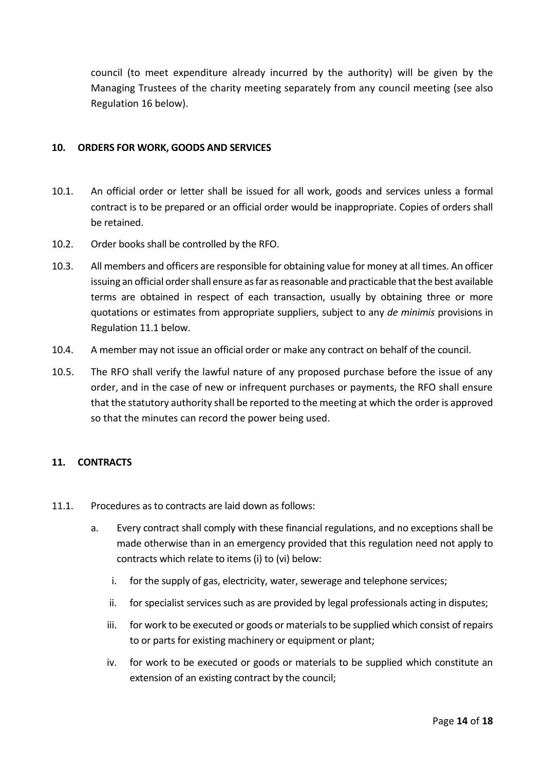council (to meet expenditure already incurred by the authority) will be given by the Managing Trustees of the charity meeting separately from any council meeting (see also Regulation 16 below).

## 10. ORDERS FOR WORK, GOODS AND SERVICES

10.1. An official order or letter shall be issued for all work, goods and services unless a formal contract is to be prepared or an official order would be inappropriate. Copies of orders shall be retained.

10.2. Order books shall be controlled by the RFO.

10.3. All members and officers are responsible for obtaining value for money at all times. An officer issuing an official order shall ensure as far as reasonable and practicable that the best available terms are obtained in respect of each transaction, usually by obtaining three or more quotations or estimates from appropriate suppliers, subject to any *de minimis* provisions in Regulation 11.1 below.

10.4. A member may not issue an official order or make any contract on behalf of the council.

10.5. The RFO shall verify the lawful nature of any proposed purchase before the issue of any order, and in the case of new or infrequent purchases or payments, the RFO shall ensure that the statutory authority shall be reported to the meeting at which the order is approved so that the minutes can record the power being used.

## 11. CONTRACTS

11.1. Procedures as to contracts are laid down as follows:

a. Every contract shall comply with these financial regulations, and no exceptions shall be made otherwise than in an emergency provided that this regulation need not apply to contracts which relate to items (i) to (vi) below:

   i. for the supply of gas, electricity, water, sewerage and telephone services;

   ii. for specialist services such as are provided by legal professionals acting in disputes;

   iii. for work to be executed or goods or materials to be supplied which consist of repairs to or parts for existing machinery or equipment or plant;

   iv. for work to be executed or goods or materials to be supplied which constitute an extension of an existing contract by the council;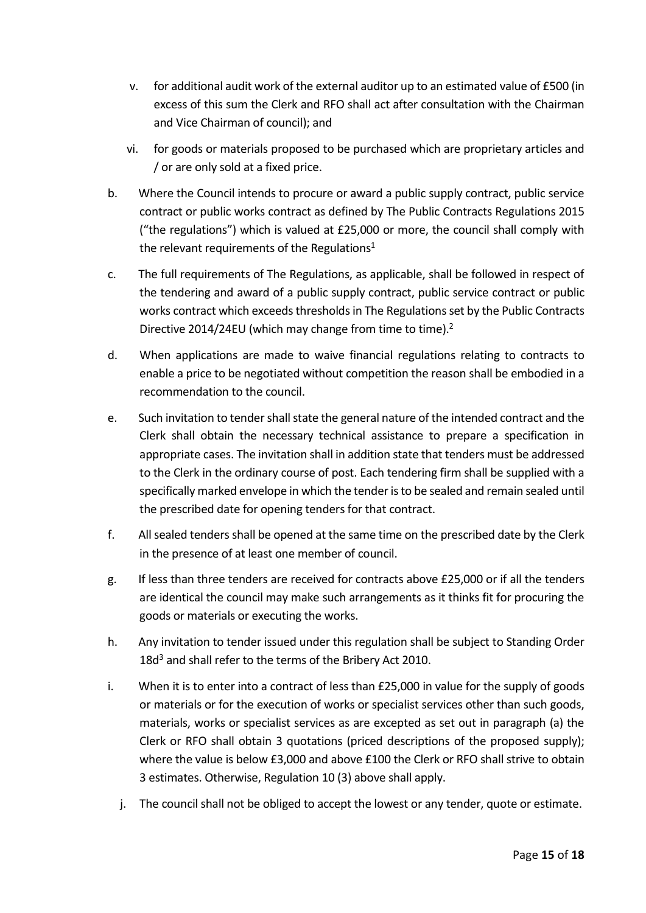v. for additional audit work of the external auditor up to an estimated value of £500 (in excess of this sum the Clerk and RFO shall act after consultation with the Chairman and Vice Chairman of council); and

vi. for goods or materials proposed to be purchased which are proprietary articles and / or are only sold at a fixed price.

b. Where the Council intends to procure or award a public supply contract, public service contract or public works contract as defined by The Public Contracts Regulations 2015 ("the regulations") which is valued at £25,000 or more, the council shall comply with the relevant requirements of the Regulations[1]

c. The full requirements of The Regulations, as applicable, shall be followed in respect of the tendering and award of a public supply contract, public service contract or public works contract which exceeds thresholds in The Regulations set by the Public Contracts Directive 2014/24EU (which may change from time to time).[2]

d. When applications are made to waive financial regulations relating to contracts to enable a price to be negotiated without competition the reason shall be embodied in a recommendation to the council.

e. Such invitation to tender shall state the general nature of the intended contract and the Clerk shall obtain the necessary technical assistance to prepare a specification in appropriate cases. The invitation shall in addition state that tenders must be addressed to the Clerk in the ordinary course of post. Each tendering firm shall be supplied with a specifically marked envelope in which the tender is to be sealed and remain sealed until the prescribed date for opening tenders for that contract.

f. All sealed tenders shall be opened at the same time on the prescribed date by the Clerk in the presence of at least one member of council.

g. If less than three tenders are received for contracts above £25,000 or if all the tenders are identical the council may make such arrangements as it thinks fit for procuring the goods or materials or executing the works.

h. Any invitation to tender issued under this regulation shall be subject to Standing Order 18d[3] and shall refer to the terms of the Bribery Act 2010.

i. When it is to enter into a contract of less than £25,000 in value for the supply of goods or materials or for the execution of works or specialist services other than such goods, materials, works or specialist services as are excepted as set out in paragraph (a) the Clerk or RFO shall obtain 3 quotations (priced descriptions of the proposed supply); where the value is below £3,000 and above £100 the Clerk or RFO shall strive to obtain 3 estimates. Otherwise, Regulation 10 (3) above shall apply.

j. The council shall not be obliged to accept the lowest or any tender, quote or estimate.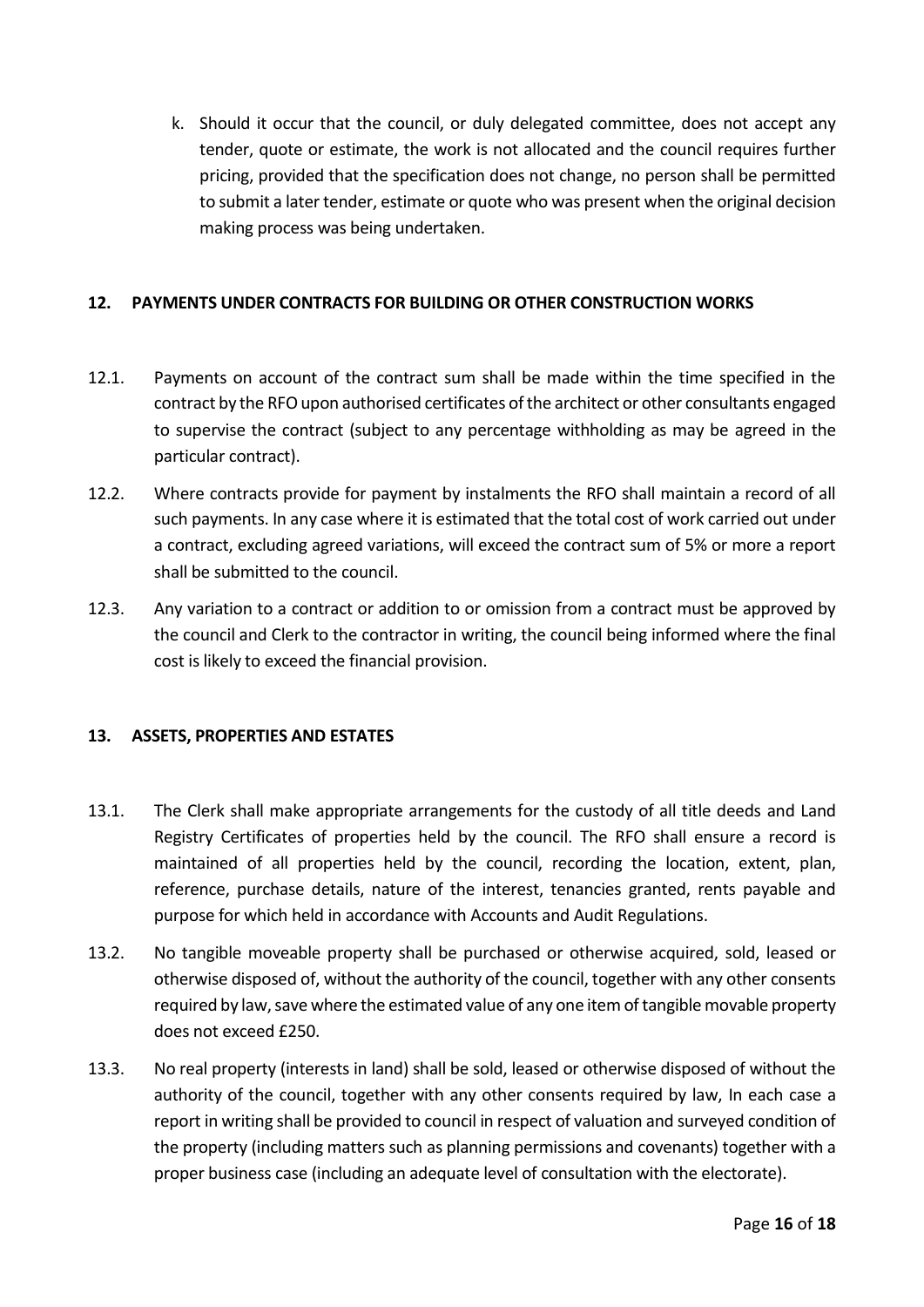k. Should it occur that the council, or duly delegated committee, does not accept any tender, quote or estimate, the work is not allocated and the council requires further pricing, provided that the specification does not change, no person shall be permitted to submit a later tender, estimate or quote who was present when the original decision making process was being undertaken.

## 12. PAYMENTS UNDER CONTRACTS FOR BUILDING OR OTHER CONSTRUCTION WORKS

12.1. Payments on account of the contract sum shall be made within the time specified in the contract by the RFO upon authorised certificates of the architect or other consultants engaged to supervise the contract (subject to any percentage withholding as may be agreed in the particular contract).

12.2. Where contracts provide for payment by instalments the RFO shall maintain a record of all such payments. In any case where it is estimated that the total cost of work carried out under a contract, excluding agreed variations, will exceed the contract sum of 5% or more a report shall be submitted to the council.

12.3. Any variation to a contract or addition to or omission from a contract must be approved by the council and Clerk to the contractor in writing, the council being informed where the final cost is likely to exceed the financial provision.

## 13. ASSETS, PROPERTIES AND ESTATES

13.1. The Clerk shall make appropriate arrangements for the custody of all title deeds and Land Registry Certificates of properties held by the council. The RFO shall ensure a record is maintained of all properties held by the council, recording the location, extent, plan, reference, purchase details, nature of the interest, tenancies granted, rents payable and purpose for which held in accordance with Accounts and Audit Regulations.

13.2. No tangible moveable property shall be purchased or otherwise acquired, sold, leased or otherwise disposed of, without the authority of the council, together with any other consents required by law, save where the estimated value of any one item of tangible movable property does not exceed £250.

13.3. No real property (interests in land) shall be sold, leased or otherwise disposed of without the authority of the council, together with any other consents required by law, In each case a report in writing shall be provided to council in respect of valuation and surveyed condition of the property (including matters such as planning permissions and covenants) together with a proper business case (including an adequate level of consultation with the electorate).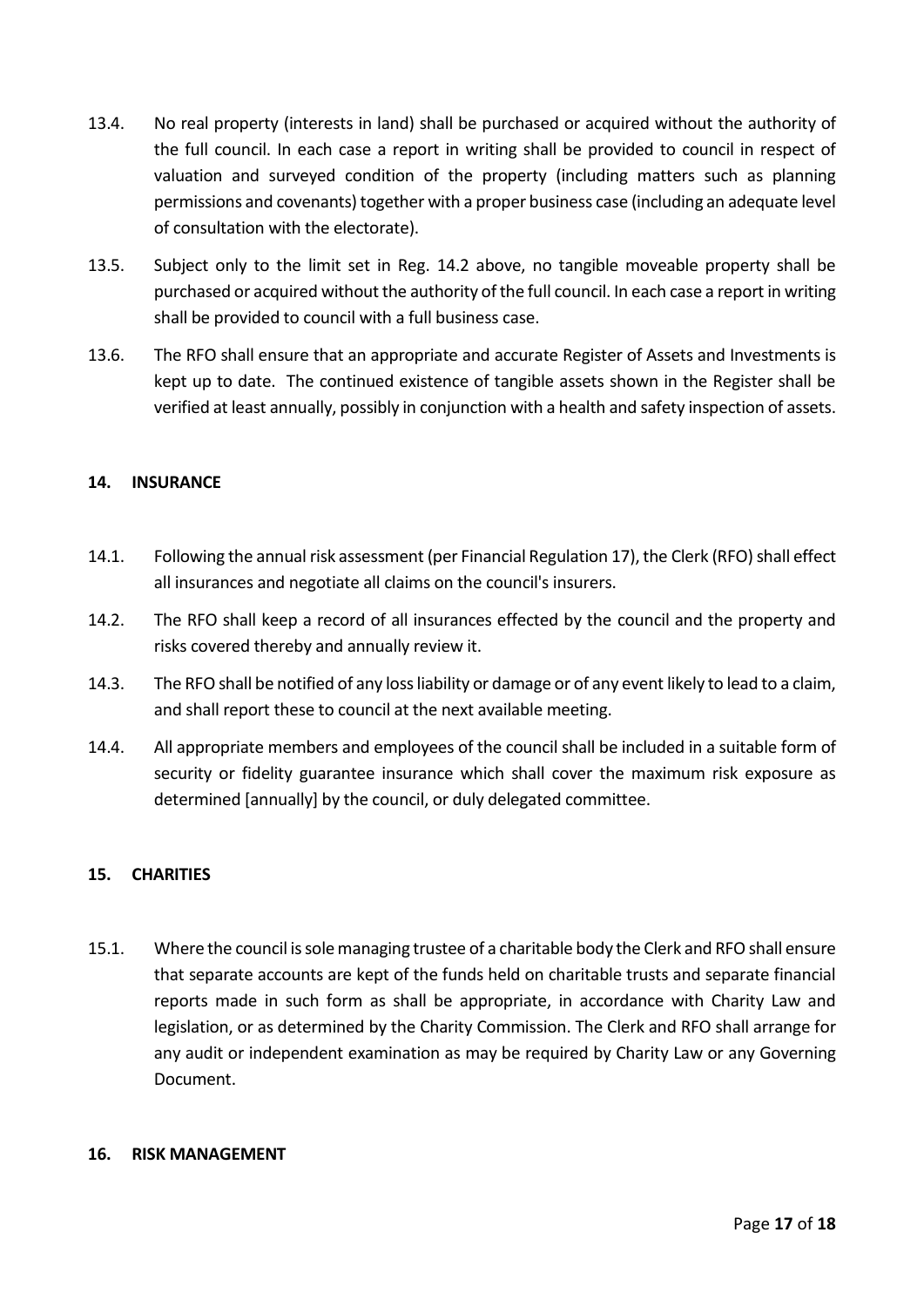13.4. No real property (interests in land) shall be purchased or acquired without the authority of the full council. In each case a report in writing shall be provided to council in respect of valuation and surveyed condition of the property (including matters such as planning permissions and covenants) together with a proper business case (including an adequate level of consultation with the electorate).

13.5. Subject only to the limit set in Reg. 14.2 above, no tangible moveable property shall be purchased or acquired without the authority of the full council. In each case a report in writing shall be provided to council with a full business case.

13.6. The RFO shall ensure that an appropriate and accurate Register of Assets and Investments is kept up to date. The continued existence of tangible assets shown in the Register shall be verified at least annually, possibly in conjunction with a health and safety inspection of assets.

## 14. INSURANCE

14.1. Following the annual risk assessment (per Financial Regulation 17), the Clerk (RFO) shall effect all insurances and negotiate all claims on the council's insurers.

14.2. The RFO shall keep a record of all insurances effected by the council and the property and risks covered thereby and annually review it.

14.3. The RFO shall be notified of any loss liability or damage or of any event likely to lead to a claim, and shall report these to council at the next available meeting.

14.4. All appropriate members and employees of the council shall be included in a suitable form of security or fidelity guarantee insurance which shall cover the maximum risk exposure as determined [annually] by the council, or duly delegated committee.

## 15. CHARITIES

15.1. Where the council is sole managing trustee of a charitable body the Clerk and RFO shall ensure that separate accounts are kept of the funds held on charitable trusts and separate financial reports made in such form as shall be appropriate, in accordance with Charity Law and legislation, or as determined by the Charity Commission. The Clerk and RFO shall arrange for any audit or independent examination as may be required by Charity Law or any Governing Document.

## 16. RISK MANAGEMENT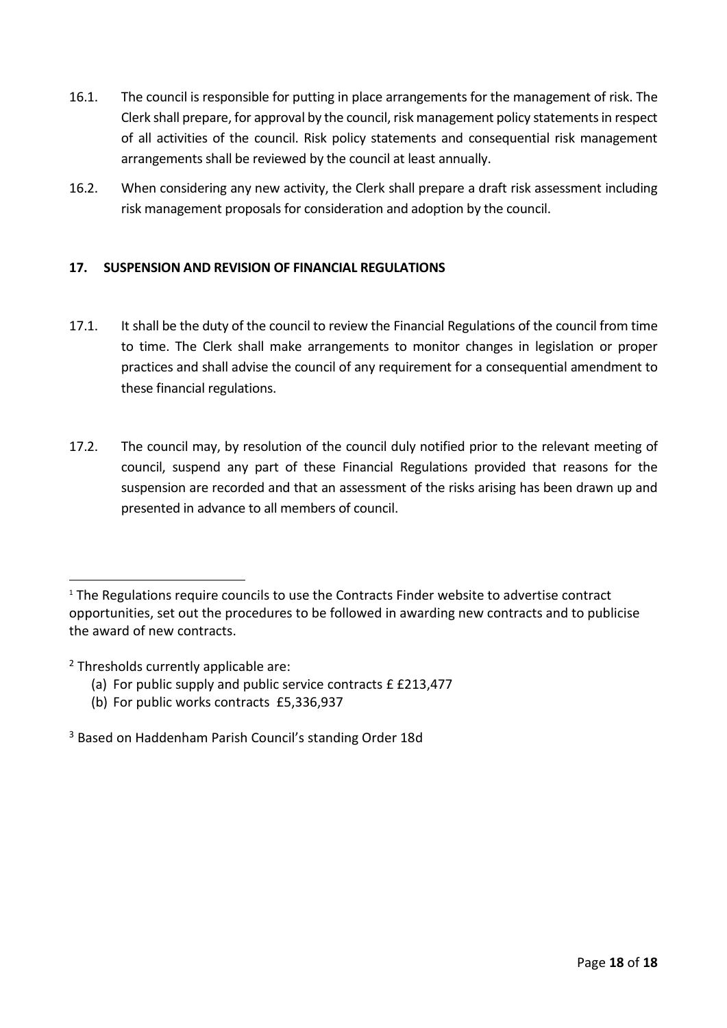16.1. The council is responsible for putting in place arrangements for the management of risk. The Clerk shall prepare, for approval by the council, risk management policy statements in respect of all activities of the council. Risk policy statements and consequential risk management arrangements shall be reviewed by the council at least annually.

16.2. When considering any new activity, the Clerk shall prepare a draft risk assessment including risk management proposals for consideration and adoption by the council.

## 17. SUSPENSION AND REVISION OF FINANCIAL REGULATIONS

17.1. It shall be the duty of the council to review the Financial Regulations of the council from time to time. The Clerk shall make arrangements to monitor changes in legislation or proper practices and shall advise the council of any requirement for a consequential amendment to these financial regulations.

17.2. The council may, by resolution of the council duly notified prior to the relevant meeting of council, suspend any part of these Financial Regulations provided that reasons for the suspension are recorded and that an assessment of the risks arising has been drawn up and presented in advance to all members of council.

---

[1] The Regulations require councils to use the Contracts Finder website to advertise contract opportunities, set out the procedures to be followed in awarding new contracts and to publicise the award of new contracts.

[2] Thresholds currently applicable are:

(a) For public supply and public service contracts £ £213,477
(b) For public works contracts £5,336,937

[3] Based on Haddenham Parish Council's standing Order 18d